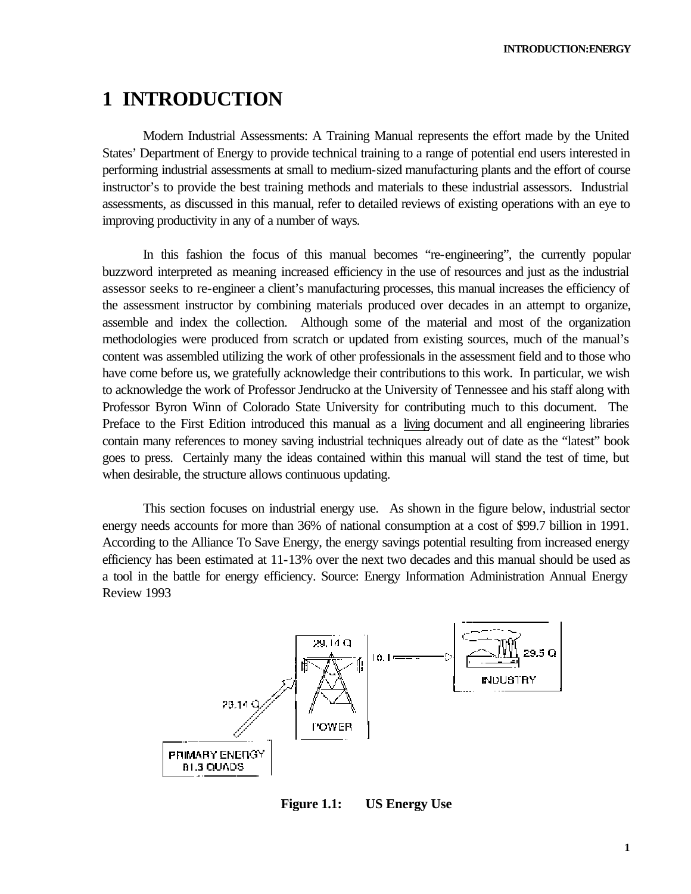# 1 INTRODUCTION

Modern Industrial Assessments: A Training Manual represents the effort made by the United States' Department of Energy to provide technical training to a range of potential end users interested in performing industrial assessments at small to medium-sized manufacturing plants and the effort of course instructor's to provide the best training methods and materials to these industrial assessors. Industrial assessments, as discussed in this manual, refer to detailed reviews of existing operations with an eye to improving productivity in any of a number of ways.

In this fashion the focus of this manual becomes "re-engineering", the currently popular buzzword interpreted as meaning increased efficiency in the use of resources and just as the industrial assessor seeks to re-engineer a client's manufacturing processes, this manual increases the efficiency of the assessment instructor by combining materials produced over decades in an attempt to organize, assemble and index the collection. Although some of the material and most of the organization methodologies were produced from scratch or updated from existing sources, much of the manual's content was assembled utilizing the work of other professionals in the assessment field and to those who have come before us, we gratefully acknowledge their contributions to this work. In particular, we wish to acknowledge the work of Professor Jendrucko at the University of Tennessee and his staff along with Professor Byron Winn of Colorado State University for contributing much to this document. The Preface to the First Edition introduced this manual as a living document and all engineering libraries contain many references to money saving industrial techniques already out of date as the "latest" book goes to press. Certainly many the ideas contained within this manual will stand the test of time, but when desirable, the structure allows continuous updating.

This section focuses on industrial energy use. As shown in the figure below, industrial sector energy needs accounts for more than 36% of national consumption at a cost of $99.7 billion in 1991. According to the Alliance To Save Energy, the energy savings potential resulting from increased energy efficiency has been estimated at 11-13% over the next two decades and this manual should be used as a tool in the battle for energy efficiency. Source: Energy Information Administration Annual Energy Review 1993

PRIMARY ENERGY 81.3 QUADS → 29.14 Q → POWER (29.14 Q) → 10.1 → INDUSTRY (29.5 Q)

**Figure 1.1: US Energy Use**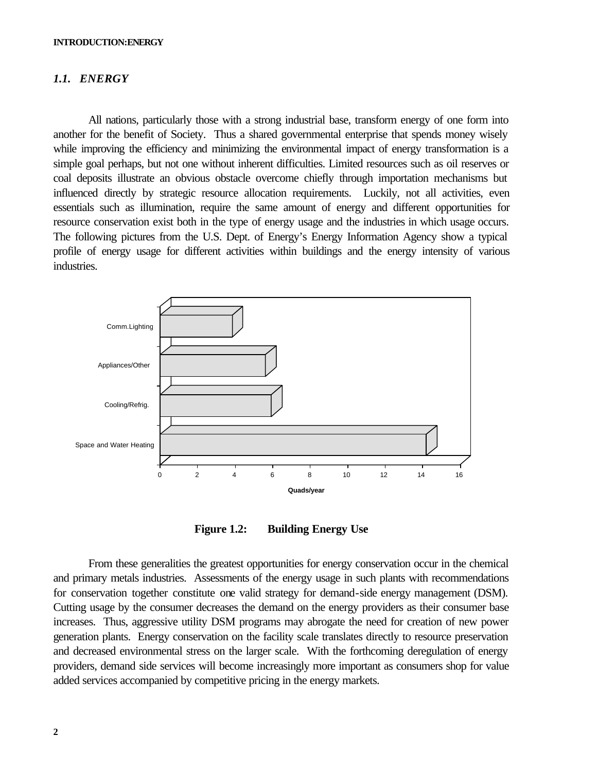## 1.1. ENERGY

All nations, particularly those with a strong industrial base, transform energy of one form into another for the benefit of Society. Thus a shared governmental enterprise that spends money wisely while improving the efficiency and minimizing the environmental impact of energy transformation is a simple goal perhaps, but not one without inherent difficulties. Limited resources such as oil reserves or coal deposits illustrate an obvious obstacle overcome chiefly through importation mechanisms but influenced directly by strategic resource allocation requirements. Luckily, not all activities, even essentials such as illumination, require the same amount of energy and different opportunities for resource conservation exist both in the type of energy usage and the industries in which usage occurs. The following pictures from the U.S. Dept. of Energy's Energy Information Agency show a typical profile of energy usage for different activities within buildings and the energy intensity of various industries.

| Category | Quads/year |
|---|---|
| Comm.Lighting | ~3.8 |
| Appliances/Other | ~5.6 |
| Cooling/Refrig. | ~5.9 |
| Space and Water Heating | ~14.2 |

**Figure 1.2: Building Energy Use**

From these generalities the greatest opportunities for energy conservation occur in the chemical and primary metals industries. Assessments of the energy usage in such plants with recommendations for conservation together constitute one valid strategy for demand-side energy management (DSM). Cutting usage by the consumer decreases the demand on the energy providers as their consumer base increases. Thus, aggressive utility DSM programs may abrogate the need for creation of new power generation plants. Energy conservation on the facility scale translates directly to resource preservation and decreased environmental stress on the larger scale. With the forthcoming deregulation of energy providers, demand side services will become increasingly more important as consumers shop for value added services accompanied by competitive pricing in the energy markets.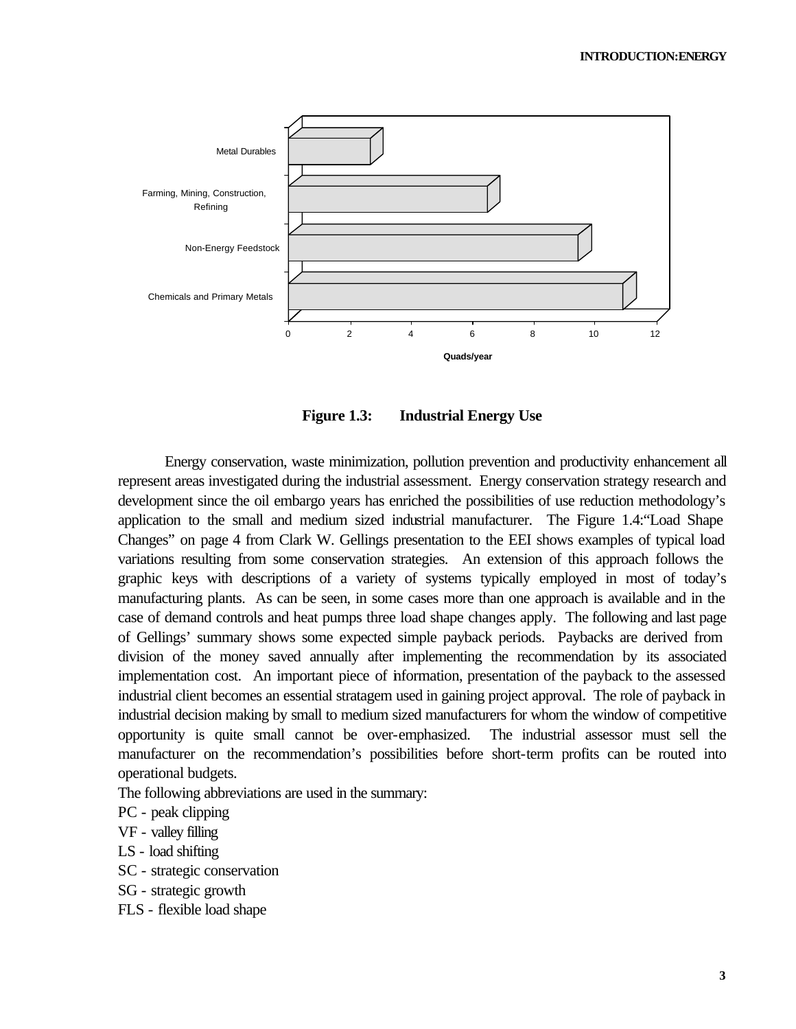**Figure 1.3: Industrial Energy Use**

Energy conservation, waste minimization, pollution prevention and productivity enhancement all represent areas investigated during the industrial assessment. Energy conservation strategy research and development since the oil embargo years has enriched the possibilities of use reduction methodology's application to the small and medium sized industrial manufacturer. The Figure 1.4:"Load Shape Changes" on page 4 from Clark W. Gellings presentation to the EEI shows examples of typical load variations resulting from some conservation strategies. An extension of this approach follows the graphic keys with descriptions of a variety of systems typically employed in most of today's manufacturing plants. As can be seen, in some cases more than one approach is available and in the case of demand controls and heat pumps three load shape changes apply. The following and last page of Gellings' summary shows some expected simple payback periods. Paybacks are derived from division of the money saved annually after implementing the recommendation by its associated implementation cost. An important piece of information, presentation of the payback to the assessed industrial client becomes an essential stratagem used in gaining project approval. The role of payback in industrial decision making by small to medium sized manufacturers for whom the window of competitive opportunity is quite small cannot be over-emphasized. The industrial assessor must sell the manufacturer on the recommendation's possibilities before short-term profits can be routed into operational budgets.

The following abbreviations are used in the summary:

PC - peak clipping
VF - valley filling
LS - load shifting
SC - strategic conservation
SG - strategic growth
FLS - flexible load shape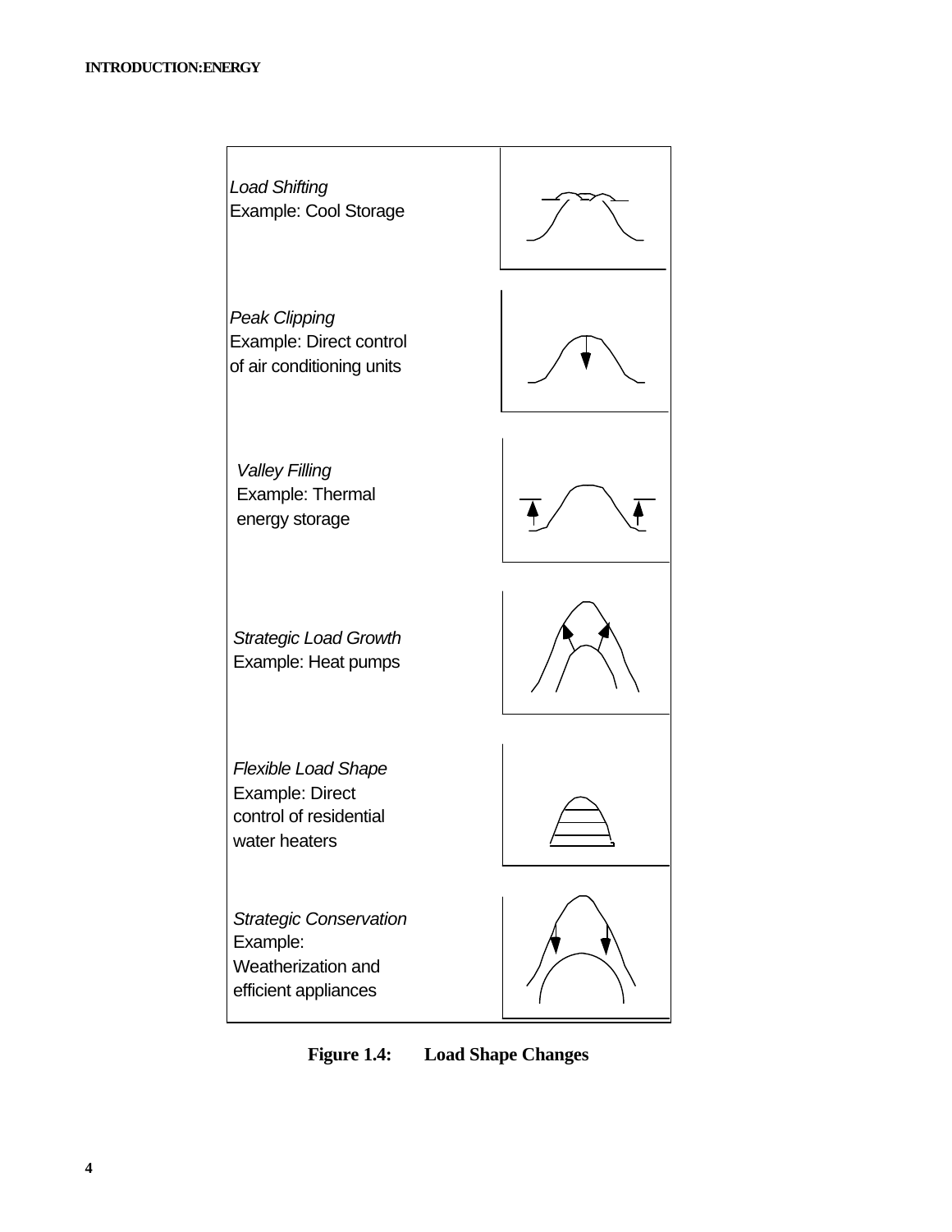| | |
|---|---|
| *Load Shifting*<br>Example: Cool Storage | |
| *Peak Clipping*<br>Example: Direct control of air conditioning units | |
| *Valley Filling*<br>Example: Thermal energy storage | |
| *Strategic Load Growth*<br>Example: Heat pumps | |
| *Flexible Load Shape*<br>Example: Direct control of residential water heaters | |
| *Strategic Conservation*<br>Example: Weatherization and efficient appliances | |

**Figure 1.4: Load Shape Changes**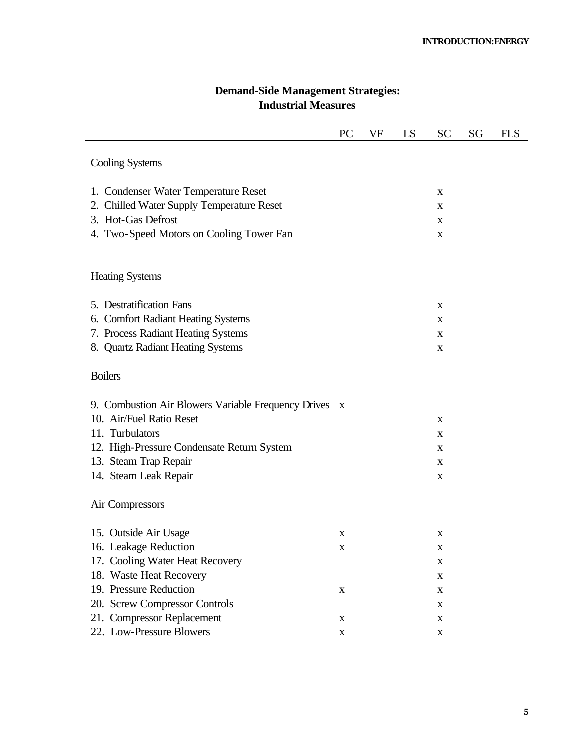## Demand-Side Management Strategies: Industrial Measures

| | PC | VF | LS | SC | SG | FLS |
|---|---|---|---|---|---|---|
| **Cooling Systems** | | | | | | |
| 1. Condenser Water Temperature Reset | | | | x | | |
| 2. Chilled Water Supply Temperature Reset | | | | x | | |
| 3. Hot-Gas Defrost | | | | x | | |
| 4. Two-Speed Motors on Cooling Tower Fan | | | | x | | |
| **Heating Systems** | | | | | | |
| 5. Destratification Fans | | | | x | | |
| 6. Comfort Radiant Heating Systems | | | | x | | |
| 7. Process Radiant Heating Systems | | | | x | | |
| 8. Quartz Radiant Heating Systems | | | | x | | |
| **Boilers** | | | | | | |
| 9. Combustion Air Blowers Variable Frequency Drives | x | | | | | |
| 10. Air/Fuel Ratio Reset | | | | x | | |
| 11. Turbulators | | | | x | | |
| 12. High-Pressure Condensate Return System | | | | x | | |
| 13. Steam Trap Repair | | | | x | | |
| 14. Steam Leak Repair | | | | x | | |
| **Air Compressors** | | | | | | |
| 15. Outside Air Usage | x | | | x | | |
| 16. Leakage Reduction | x | | | x | | |
| 17. Cooling Water Heat Recovery | | | | x | | |
| 18. Waste Heat Recovery | | | | x | | |
| 19. Pressure Reduction | x | | | x | | |
| 20. Screw Compressor Controls | | | | x | | |
| 21. Compressor Replacement | x | | | x | | |
| 22. Low-Pressure Blowers | x | | | x | | |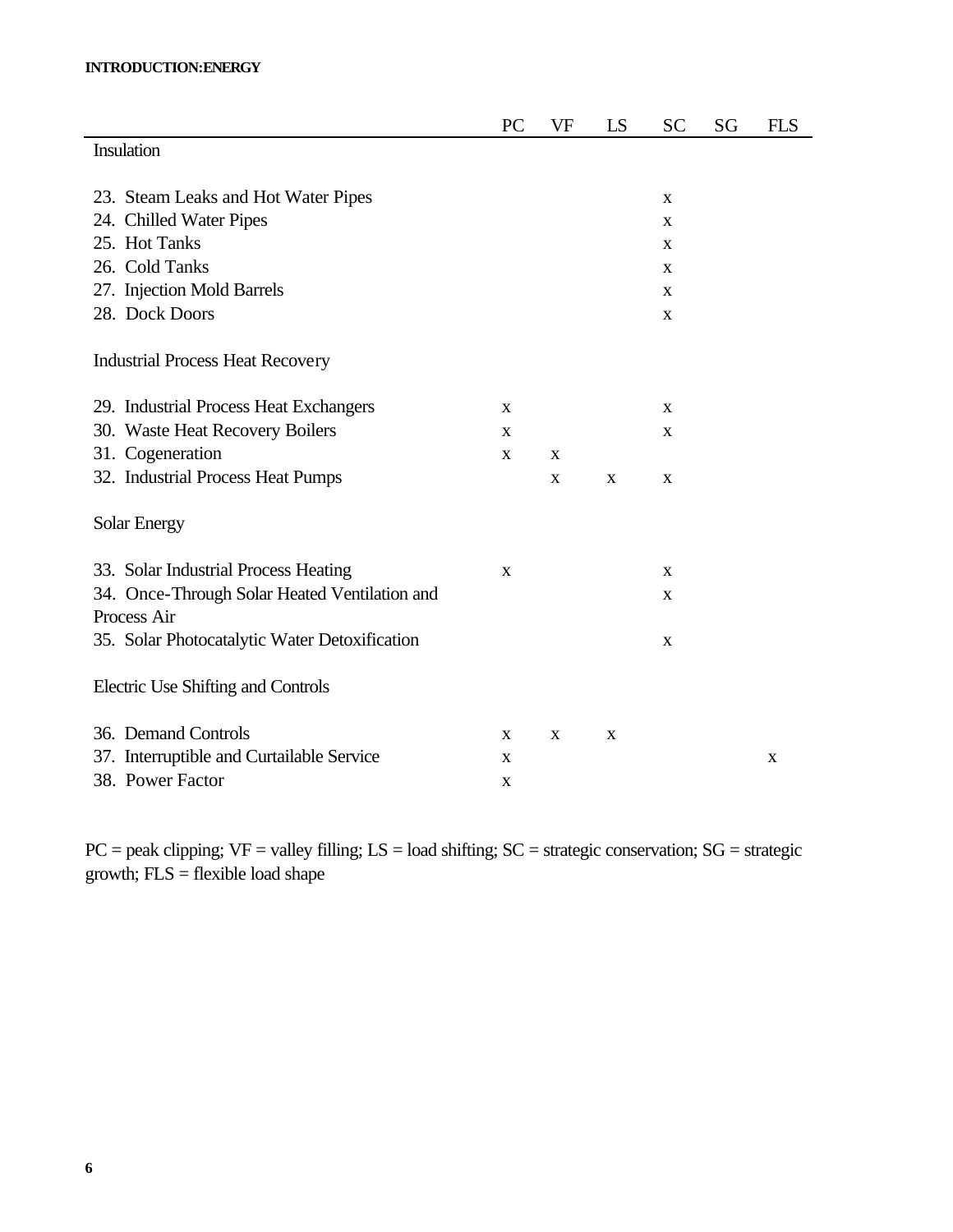| | PC | VF | LS | SC | SG | FLS |
|---|---|---|---|---|---|---|
| Insulation | | | | | | |
| 23. Steam Leaks and Hot Water Pipes | | | | x | | |
| 24. Chilled Water Pipes | | | | x | | |
| 25. Hot Tanks | | | | x | | |
| 26. Cold Tanks | | | | x | | |
| 27. Injection Mold Barrels | | | | x | | |
| 28. Dock Doors | | | | x | | |
| Industrial Process Heat Recovery | | | | | | |
| 29. Industrial Process Heat Exchangers | x | | | x | | |
| 30. Waste Heat Recovery Boilers | x | | | x | | |
| 31. Cogeneration | x | x | | | | |
| 32. Industrial Process Heat Pumps | | x | x | x | | |
| Solar Energy | | | | | | |
| 33. Solar Industrial Process Heating | x | | | x | | |
| 34. Once-Through Solar Heated Ventilation and Process Air | | | | x | | |
| 35. Solar Photocatalytic Water Detoxification | | | | x | | |
| Electric Use Shifting and Controls | | | | | | |
| 36. Demand Controls | x | x | x | | | |
| 37. Interruptible and Curtailable Service | x | | | | | x |
| 38. Power Factor | x | | | | | |

PC = peak clipping; VF = valley filling; LS = load shifting; SC = strategic conservation; SG = strategic growth; FLS = flexible load shape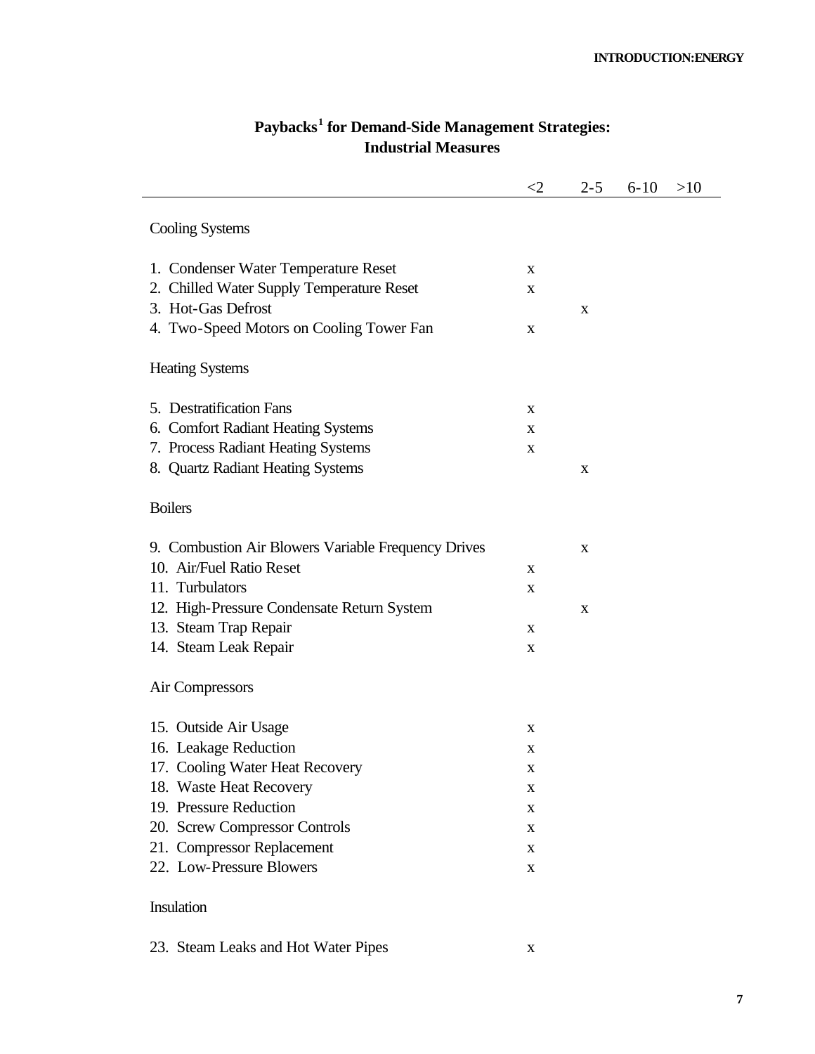## Paybacks[1] for Demand-Side Management Strategies: Industrial Measures

| | <2 | 2-5 | 6-10 | >10 |
|---|---|---|---|---|
| **Cooling Systems** | | | | |
| 1. Condenser Water Temperature Reset | x | | | |
| 2. Chilled Water Supply Temperature Reset | x | | | |
| 3. Hot-Gas Defrost | | x | | |
| 4. Two-Speed Motors on Cooling Tower Fan | x | | | |
| **Heating Systems** | | | | |
| 5. Destratification Fans | x | | | |
| 6. Comfort Radiant Heating Systems | x | | | |
| 7. Process Radiant Heating Systems | x | | | |
| 8. Quartz Radiant Heating Systems | | x | | |
| **Boilers** | | | | |
| 9. Combustion Air Blowers Variable Frequency Drives | | x | | |
| 10. Air/Fuel Ratio Reset | x | | | |
| 11. Turbulators | x | | | |
| 12. High-Pressure Condensate Return System | | x | | |
| 13. Steam Trap Repair | x | | | |
| 14. Steam Leak Repair | x | | | |
| **Air Compressors** | | | | |
| 15. Outside Air Usage | x | | | |
| 16. Leakage Reduction | x | | | |
| 17. Cooling Water Heat Recovery | x | | | |
| 18. Waste Heat Recovery | x | | | |
| 19. Pressure Reduction | x | | | |
| 20. Screw Compressor Controls | x | | | |
| 21. Compressor Replacement | x | | | |
| 22. Low-Pressure Blowers | x | | | |
| **Insulation** | | | | |
| 23. Steam Leaks and Hot Water Pipes | x | | | |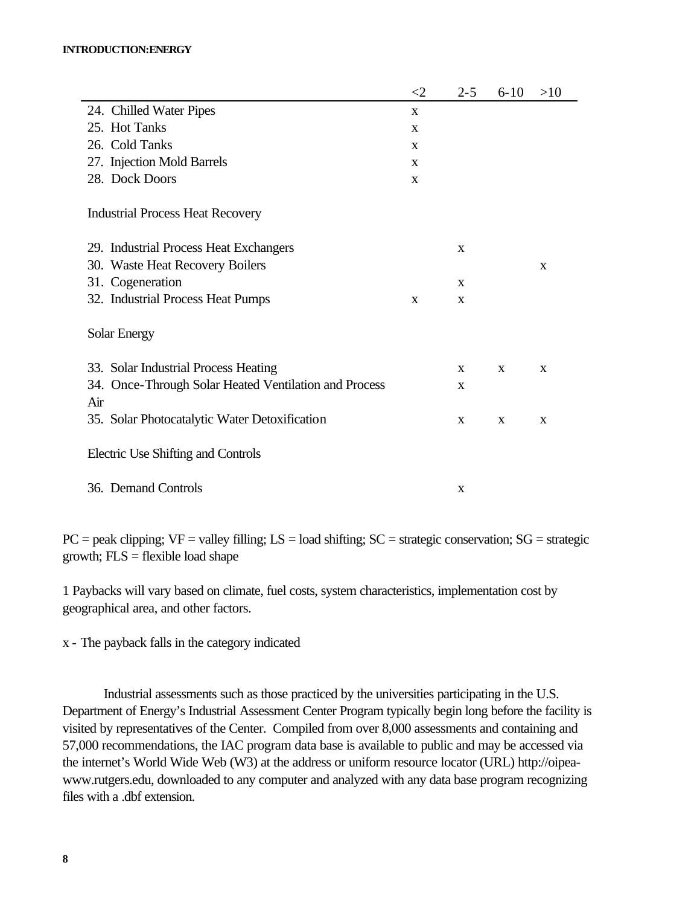| | <2 | 2-5 | 6-10 | >10 |
|---|---|---|---|---|
| 24. Chilled Water Pipes | x | | | |
| 25. Hot Tanks | x | | | |
| 26. Cold Tanks | x | | | |
| 27. Injection Mold Barrels | x | | | |
| 28. Dock Doors | x | | | |
| Industrial Process Heat Recovery | | | | |
| 29. Industrial Process Heat Exchangers | | x | | |
| 30. Waste Heat Recovery Boilers | | | | x |
| 31. Cogeneration | | x | | |
| 32. Industrial Process Heat Pumps | x | x | | |
| Solar Energy | | | | |
| 33. Solar Industrial Process Heating | | x | x | x |
| 34. Once-Through Solar Heated Ventilation and Process Air | | x | | |
| 35. Solar Photocatalytic Water Detoxification | | x | x | x |
| Electric Use Shifting and Controls | | | | |
| 36. Demand Controls | | x | | |

PC = peak clipping; VF = valley filling; LS = load shifting; SC = strategic conservation; SG = strategic growth; FLS = flexible load shape

1 Paybacks will vary based on climate, fuel costs, system characteristics, implementation cost by geographical area, and other factors.

x - The payback falls in the category indicated

Industrial assessments such as those practiced by the universities participating in the U.S. Department of Energy's Industrial Assessment Center Program typically begin long before the facility is visited by representatives of the Center. Compiled from over 8,000 assessments and containing and 57,000 recommendations, the IAC program data base is available to public and may be accessed via the internet's World Wide Web (W3) at the address or uniform resource locator (URL) http://oipea-www.rutgers.edu, downloaded to any computer and analyzed with any data base program recognizing files with a .dbf extension.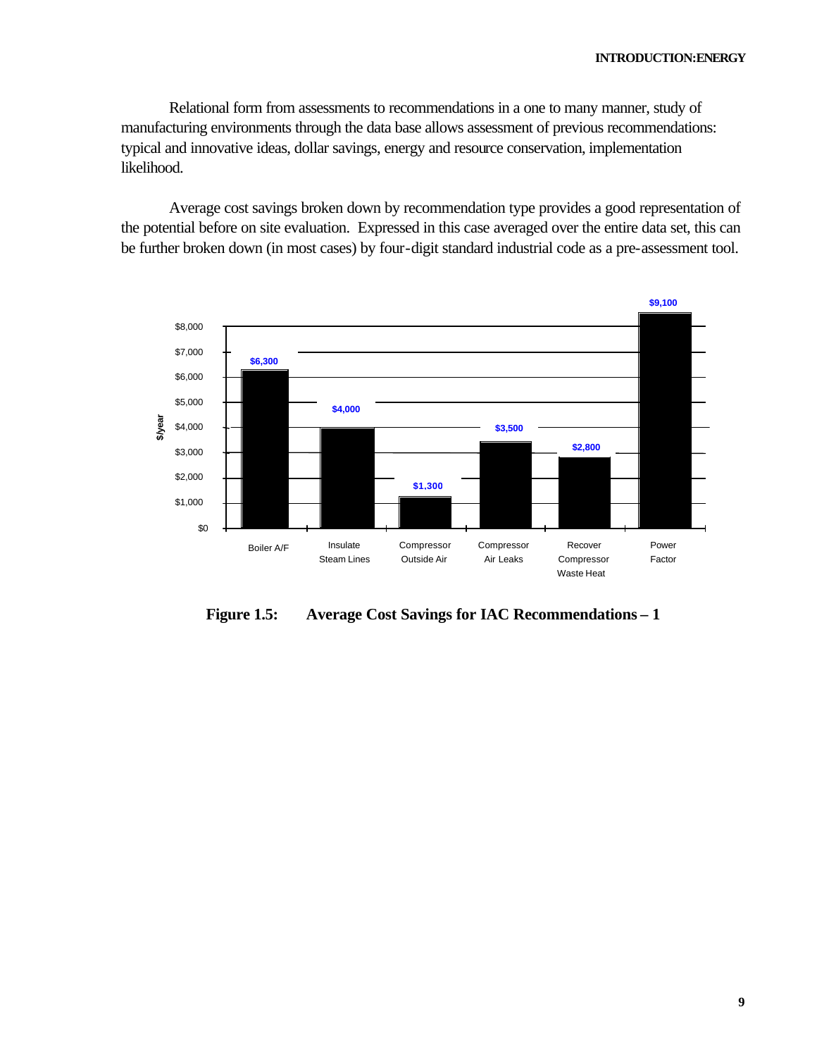Relational form from assessments to recommendations in a one to many manner, study of manufacturing environments through the data base allows assessment of previous recommendations: typical and innovative ideas, dollar savings, energy and resource conservation, implementation likelihood.

Average cost savings broken down by recommendation type provides a good representation of the potential before on site evaluation. Expressed in this case averaged over the entire data set, this can be further broken down (in most cases) by four-digit standard industrial code as a pre-assessment tool.

| Recommendation | Average Cost Savings ($/year) |
|---|---|
| Boiler A/F | $6,300 |
| Insulate Steam Lines | $4,000 |
| Compressor Outside Air | $1,300 |
| Compressor Air Leaks | $3,500 |
| Recover Compressor Waste Heat | $2,800 |
| Power Factor | $9,100 |

**Figure 1.5: Average Cost Savings for IAC Recommendations – 1**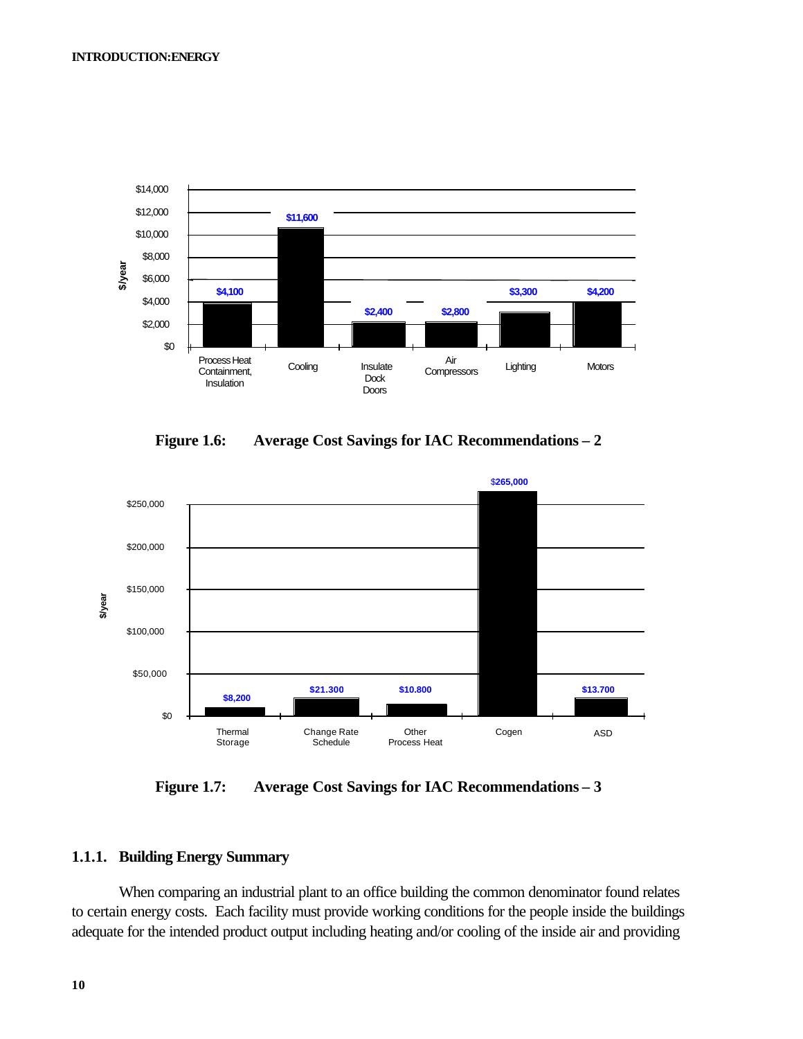Figure 1.6: Average Cost Savings for IAC Recommendations – 2

Figure 1.7: Average Cost Savings for IAC Recommendations – 3

### 1.1.1. Building Energy Summary

When comparing an industrial plant to an office building the common denominator found relates to certain energy costs. Each facility must provide working conditions for the people inside the buildings adequate for the intended product output including heating and/or cooling of the inside air and providing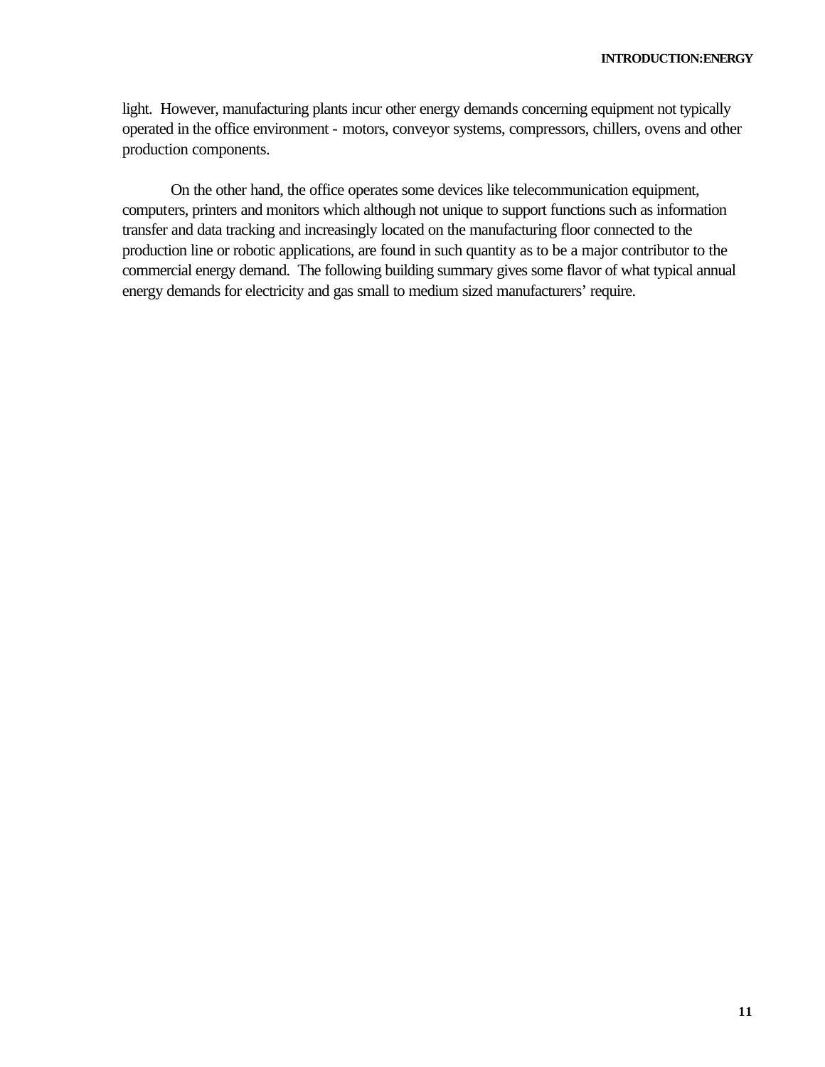light.  However, manufacturing plants incur other energy demands concerning equipment not typically operated in the office environment - motors, conveyor systems, compressors, chillers, ovens and other production components.

On the other hand, the office operates some devices like telecommunication equipment, computers, printers and monitors which although not unique to support functions such as information transfer and data tracking and increasingly located on the manufacturing floor connected to the production line or robotic applications, are found in such quantity as to be a major contributor to the commercial energy demand.  The following building summary gives some flavor of what typical annual energy demands for electricity and gas small to medium sized manufacturers' require.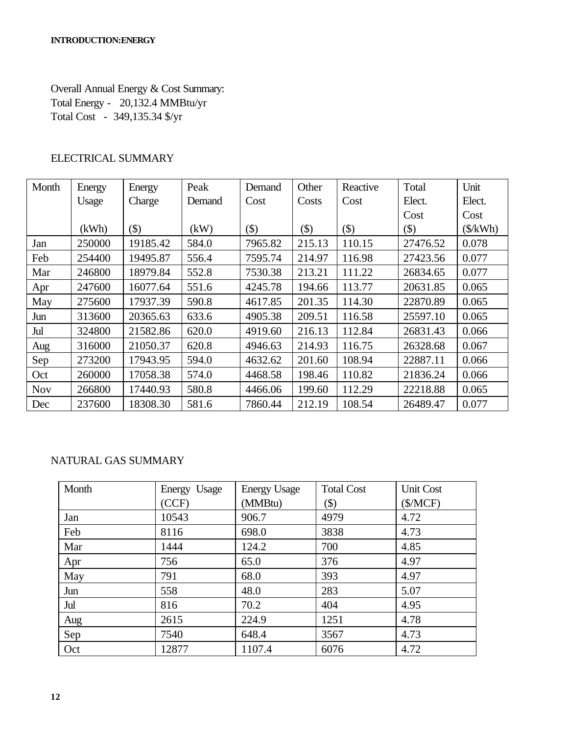Overall Annual Energy & Cost Summary:
Total Energy - 20,132.4 MMBtu/yr
Total Cost - 349,135.34 $/yr

ELECTRICAL SUMMARY

| Month | Energy Usage (kWh) | Energy Charge ($) | Peak Demand (kW) | Demand Cost ($) | Other Costs ($) | Reactive Cost ($) | Total Elect. Cost ($) | Unit Elect. Cost ($/kWh) |
|---|---|---|---|---|---|---|---|---|
| Jan | 250000 | 19185.42 | 584.0 | 7965.82 | 215.13 | 110.15 | 27476.52 | 0.078 |
| Feb | 254400 | 19495.87 | 556.4 | 7595.74 | 214.97 | 116.98 | 27423.56 | 0.077 |
| Mar | 246800 | 18979.84 | 552.8 | 7530.38 | 213.21 | 111.22 | 26834.65 | 0.077 |
| Apr | 247600 | 16077.64 | 551.6 | 4245.78 | 194.66 | 113.77 | 20631.85 | 0.065 |
| May | 275600 | 17937.39 | 590.8 | 4617.85 | 201.35 | 114.30 | 22870.89 | 0.065 |
| Jun | 313600 | 20365.63 | 633.6 | 4905.38 | 209.51 | 116.58 | 25597.10 | 0.065 |
| Jul | 324800 | 21582.86 | 620.0 | 4919.60 | 216.13 | 112.84 | 26831.43 | 0.066 |
| Aug | 316000 | 21050.37 | 620.8 | 4946.63 | 214.93 | 116.75 | 26328.68 | 0.067 |
| Sep | 273200 | 17943.95 | 594.0 | 4632.62 | 201.60 | 108.94 | 22887.11 | 0.066 |
| Oct | 260000 | 17058.38 | 574.0 | 4468.58 | 198.46 | 110.82 | 21836.24 | 0.066 |
| Nov | 266800 | 17440.93 | 580.8 | 4466.06 | 199.60 | 112.29 | 22218.88 | 0.065 |
| Dec | 237600 | 18308.30 | 581.6 | 7860.44 | 212.19 | 108.54 | 26489.47 | 0.077 |

NATURAL GAS SUMMARY

| Month | Energy Usage (CCF) | Energy Usage (MMBtu) | Total Cost ($) | Unit Cost ($/MCF) |
|---|---|---|---|---|
| Jan | 10543 | 906.7 | 4979 | 4.72 |
| Feb | 8116 | 698.0 | 3838 | 4.73 |
| Mar | 1444 | 124.2 | 700 | 4.85 |
| Apr | 756 | 65.0 | 376 | 4.97 |
| May | 791 | 68.0 | 393 | 4.97 |
| Jun | 558 | 48.0 | 283 | 5.07 |
| Jul | 816 | 70.2 | 404 | 4.95 |
| Aug | 2615 | 224.9 | 1251 | 4.78 |
| Sep | 7540 | 648.4 | 3567 | 4.73 |
| Oct | 12877 | 1107.4 | 6076 | 4.72 |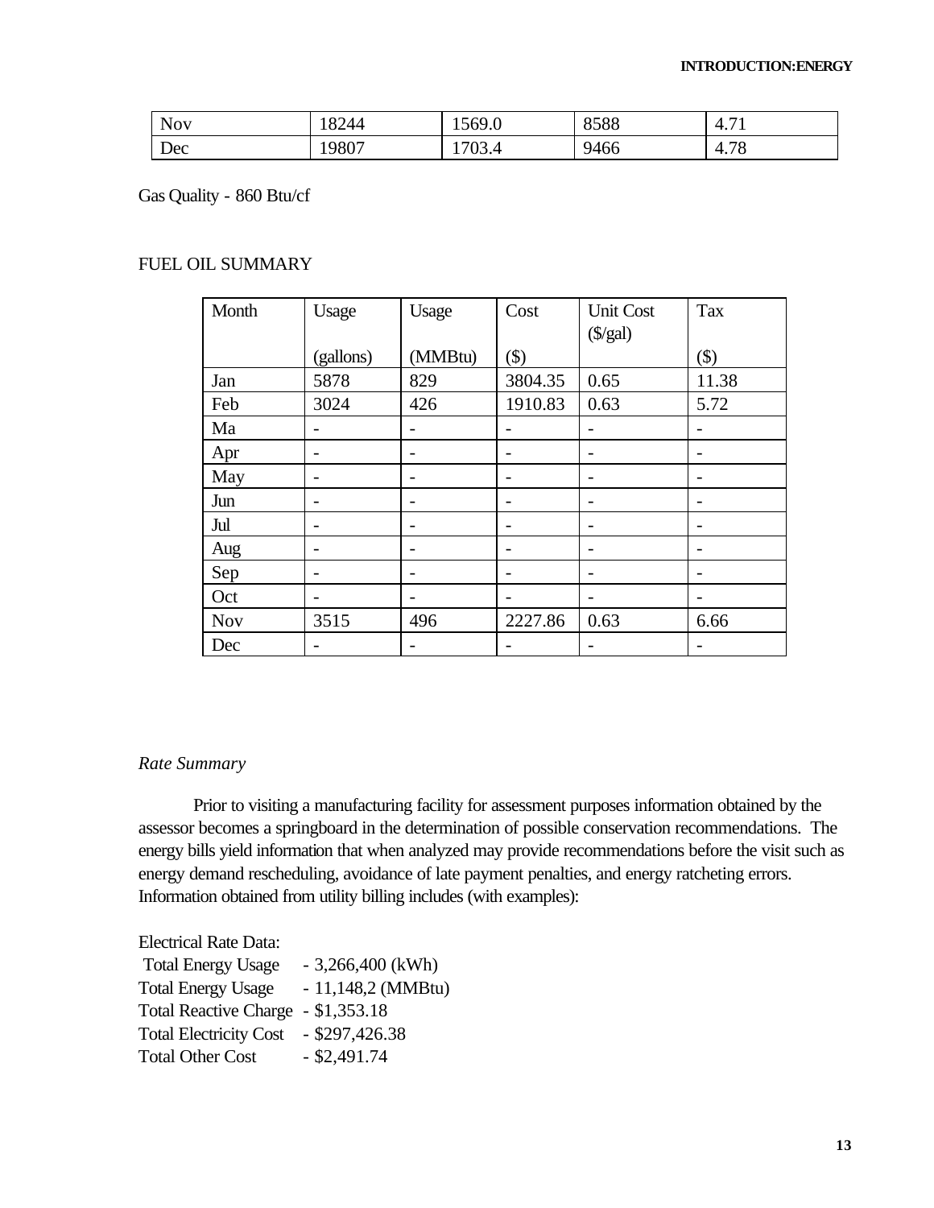| Nov | 18244 | 1569.0 | 8588 | 4.71 |
|---|---|---|---|---|
| Dec | 19807 | 1703.4 | 9466 | 4.78 |

Gas Quality - 860 Btu/cf

FUEL OIL SUMMARY

| Month | Usage (gallons) | Usage (MMBtu) | Cost ($) | Unit Cost ($/gal) | Tax ($) |
|---|---|---|---|---|---|
| Jan | 5878 | 829 | 3804.35 | 0.65 | 11.38 |
| Feb | 3024 | 426 | 1910.83 | 0.63 | 5.72 |
| Ma | - | - | - | - | - |
| Apr | - | - | - | - | - |
| May | - | - | - | - | - |
| Jun | - | - | - | - | - |
| Jul | - | - | - | - | - |
| Aug | - | - | - | - | - |
| Sep | - | - | - | - | - |
| Oct | - | - | - | - | - |
| Nov | 3515 | 496 | 2227.86 | 0.63 | 6.66 |
| Dec | - | - | - | - | - |

*Rate Summary*

Prior to visiting a manufacturing facility for assessment purposes information obtained by the assessor becomes a springboard in the determination of possible conservation recommendations. The energy bills yield information that when analyzed may provide recommendations before the visit such as energy demand rescheduling, avoidance of late payment penalties, and energy ratcheting errors. Information obtained from utility billing includes (with examples):

Electrical Rate Data:
Total Energy Usage - 3,266,400 (kWh)
Total Energy Usage - 11,148,2 (MMBtu)
Total Reactive Charge - $1,353.18
Total Electricity Cost - $297,426.38
Total Other Cost - $2,491.74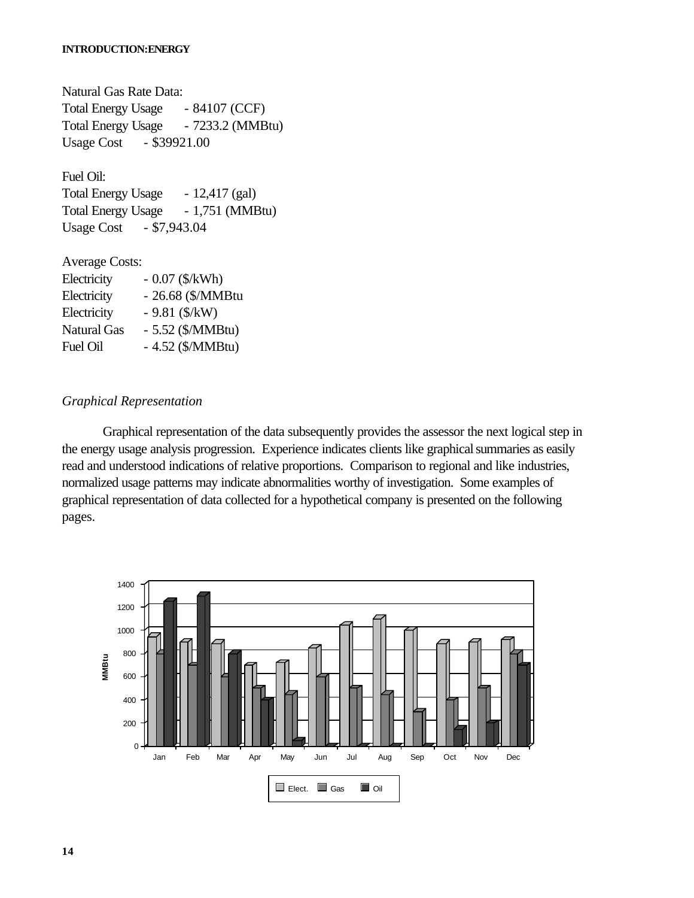Natural Gas Rate Data:
Total Energy Usage - 84107 (CCF)
Total Energy Usage - 7233.2 (MMBtu)
Usage Cost - $39921.00

Fuel Oil:
Total Energy Usage - 12,417 (gal)
Total Energy Usage - 1,751 (MMBtu)
Usage Cost - $7,943.04

Average Costs:
Electricity - 0.07 ($/kWh)
Electricity - 26.68 ($/MMBtu
Electricity - 9.81 ($/kW)
Natural Gas - 5.52 ($/MMBtu)
Fuel Oil - 4.52 ($/MMBtu)

*Graphical Representation*

Graphical representation of the data subsequently provides the assessor the next logical step in the energy usage analysis progression. Experience indicates clients like graphical summaries as easily read and understood indications of relative proportions. Comparison to regional and like industries, normalized usage patterns may indicate abnormalities worthy of investigation. Some examples of graphical representation of data collected for a hypothetical company is presented on the following pages.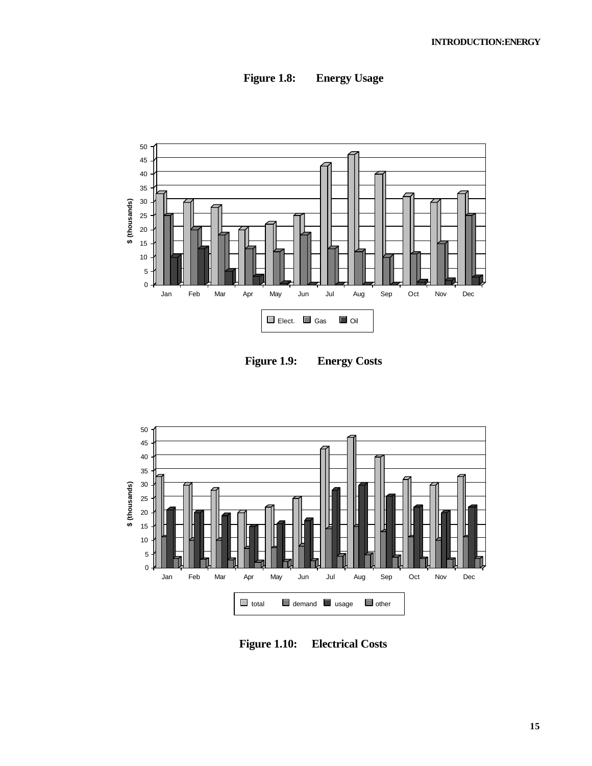**Figure 1.8: Energy Usage**

**Figure 1.9: Energy Costs**

**Figure 1.10: Electrical Costs**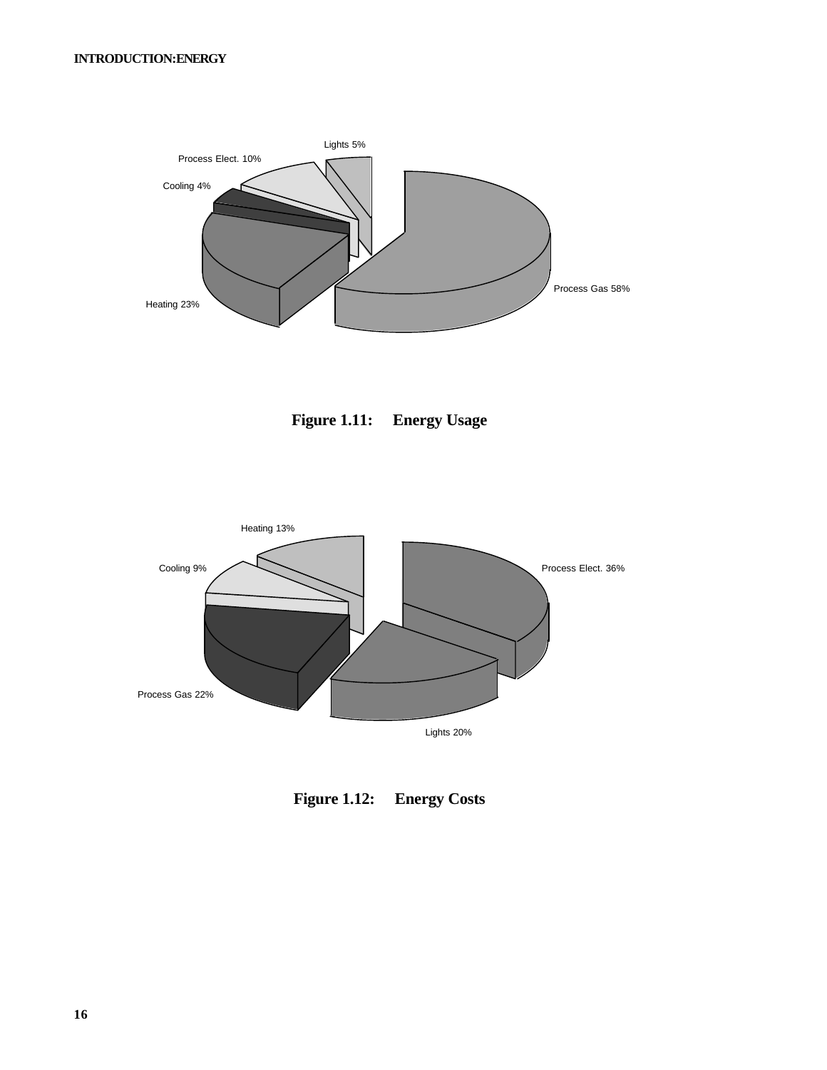Lights 5%

Process Elect. 10%

Cooling 4%

Process Gas 58%

Heating 23%

**Figure 1.11: Energy Usage**

Heating 13%

Cooling 9%

Process Elect. 36%

Process Gas 22%

Lights 20%

**Figure 1.12: Energy Costs**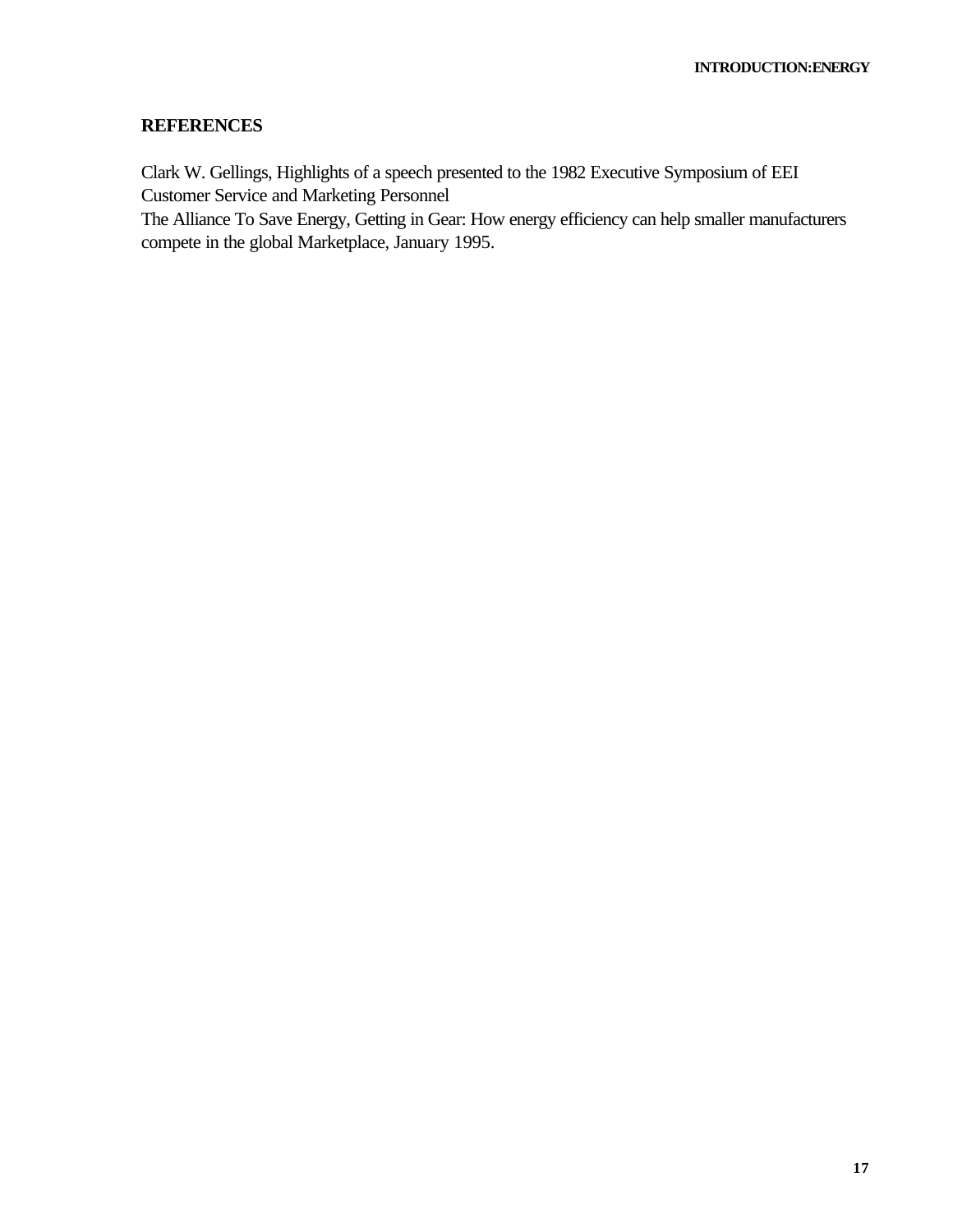## REFERENCES

Clark W. Gellings, Highlights of a speech presented to the 1982 Executive Symposium of EEI Customer Service and Marketing Personnel

The Alliance To Save Energy, Getting in Gear: How energy efficiency can help smaller manufacturers compete in the global Marketplace, January 1995.